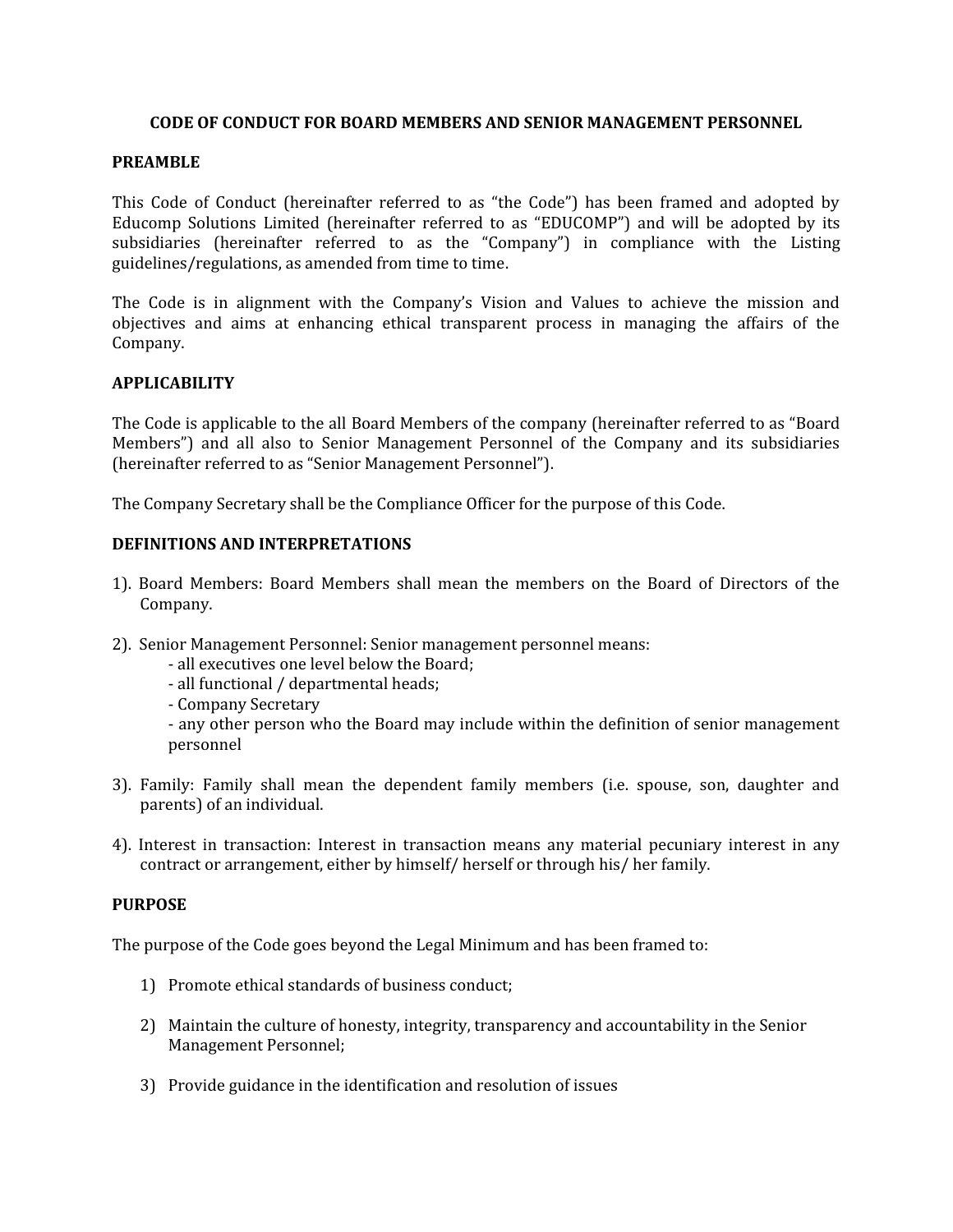# CODE OF CONDUCT FOR BOARD MEMBERS AND SENIOR MANAGEMENT PERSONNEL

## PREAMBLE

This Code of Conduct (hereinafter referred to as "the Code") has been framed and adopted by Educomp Solutions Limited (hereinafter referred to as "EDUCOMP") and will be adopted by its subsidiaries (hereinafter referred to as the "Company") in compliance with the Listing guidelines/regulations, as amended from time to time.

The Code is in alignment with the Company's Vision and Values to achieve the mission and objectives and aims at enhancing ethical transparent process in managing the affairs of the Company.

## APPLICABILITY

The Code is applicable to the all Board Members of the company (hereinafter referred to as "Board Members") and all also to Senior Management Personnel of the Company and its subsidiaries (hereinafter referred to as "Senior Management Personnel").

The Company Secretary shall be the Compliance Officer for the purpose of this Code.

## DEFINITIONS AND INTERPRETATIONS

1). Board Members: Board Members shall mean the members on the Board of Directors of the Company.

2). Senior Management Personnel: Senior management personnel means:
- all executives one level below the Board;
- all functional / departmental heads;
- Company Secretary
- any other person who the Board may include within the definition of senior management personnel

3). Family: Family shall mean the dependent family members (i.e. spouse, son, daughter and parents) of an individual.

4). Interest in transaction: Interest in transaction means any material pecuniary interest in any contract or arrangement, either by himself/ herself or through his/ her family.

## PURPOSE

The purpose of the Code goes beyond the Legal Minimum and has been framed to:

1) Promote ethical standards of business conduct;

2) Maintain the culture of honesty, integrity, transparency and accountability in the Senior Management Personnel;

3) Provide guidance in the identification and resolution of issues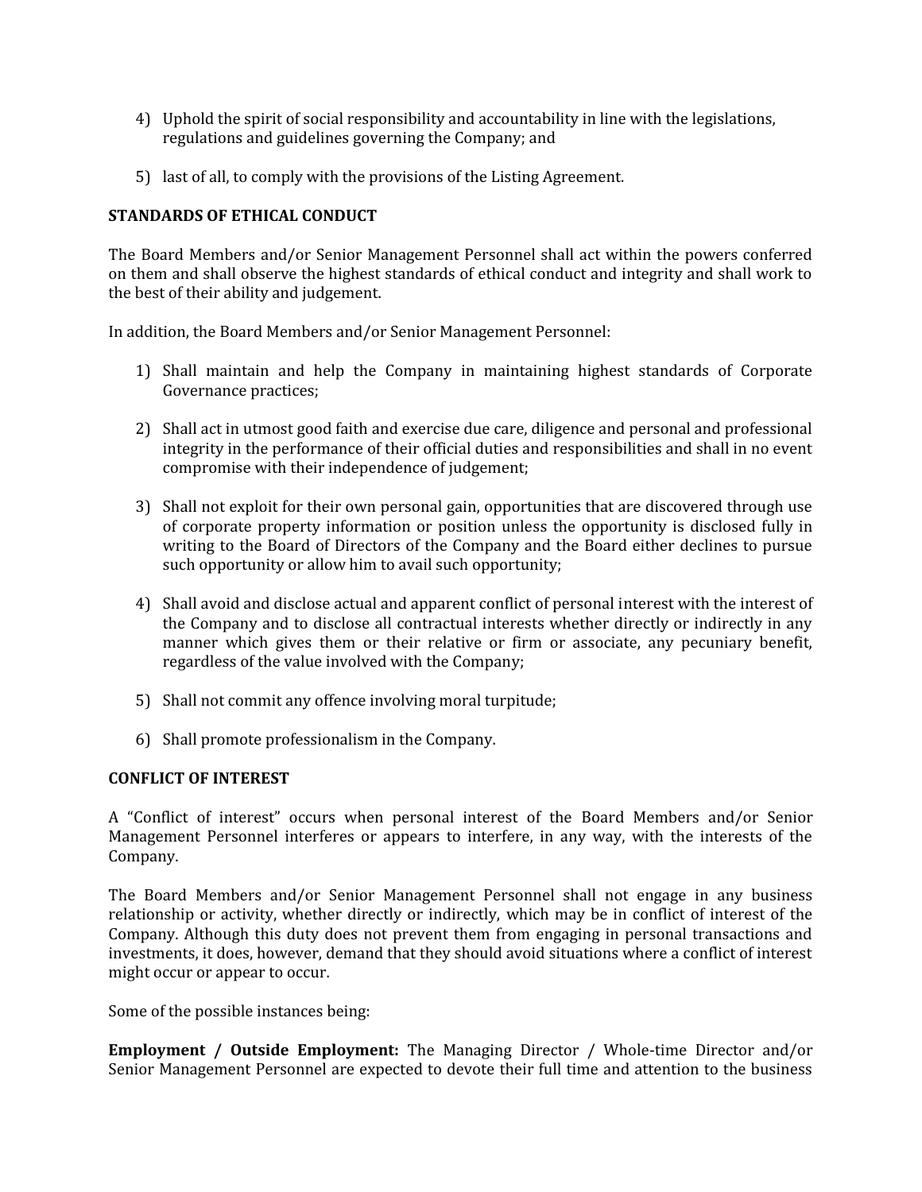4) Uphold the spirit of social responsibility and accountability in line with the legislations, regulations and guidelines governing the Company; and

5) last of all, to comply with the provisions of the Listing Agreement.

## STANDARDS OF ETHICAL CONDUCT

The Board Members and/or Senior Management Personnel shall act within the powers conferred on them and shall observe the highest standards of ethical conduct and integrity and shall work to the best of their ability and judgement.

In addition, the Board Members and/or Senior Management Personnel:

1) Shall maintain and help the Company in maintaining highest standards of Corporate Governance practices;

2) Shall act in utmost good faith and exercise due care, diligence and personal and professional integrity in the performance of their official duties and responsibilities and shall in no event compromise with their independence of judgement;

3) Shall not exploit for their own personal gain, opportunities that are discovered through use of corporate property information or position unless the opportunity is disclosed fully in writing to the Board of Directors of the Company and the Board either declines to pursue such opportunity or allow him to avail such opportunity;

4) Shall avoid and disclose actual and apparent conflict of personal interest with the interest of the Company and to disclose all contractual interests whether directly or indirectly in any manner which gives them or their relative or firm or associate, any pecuniary benefit, regardless of the value involved with the Company;

5) Shall not commit any offence involving moral turpitude;

6) Shall promote professionalism in the Company.

## CONFLICT OF INTEREST

A "Conflict of interest" occurs when personal interest of the Board Members and/or Senior Management Personnel interferes or appears to interfere, in any way, with the interests of the Company.

The Board Members and/or Senior Management Personnel shall not engage in any business relationship or activity, whether directly or indirectly, which may be in conflict of interest of the Company. Although this duty does not prevent them from engaging in personal transactions and investments, it does, however, demand that they should avoid situations where a conflict of interest might occur or appear to occur.

Some of the possible instances being:

**Employment / Outside Employment:** The Managing Director / Whole-time Director and/or Senior Management Personnel are expected to devote their full time and attention to the business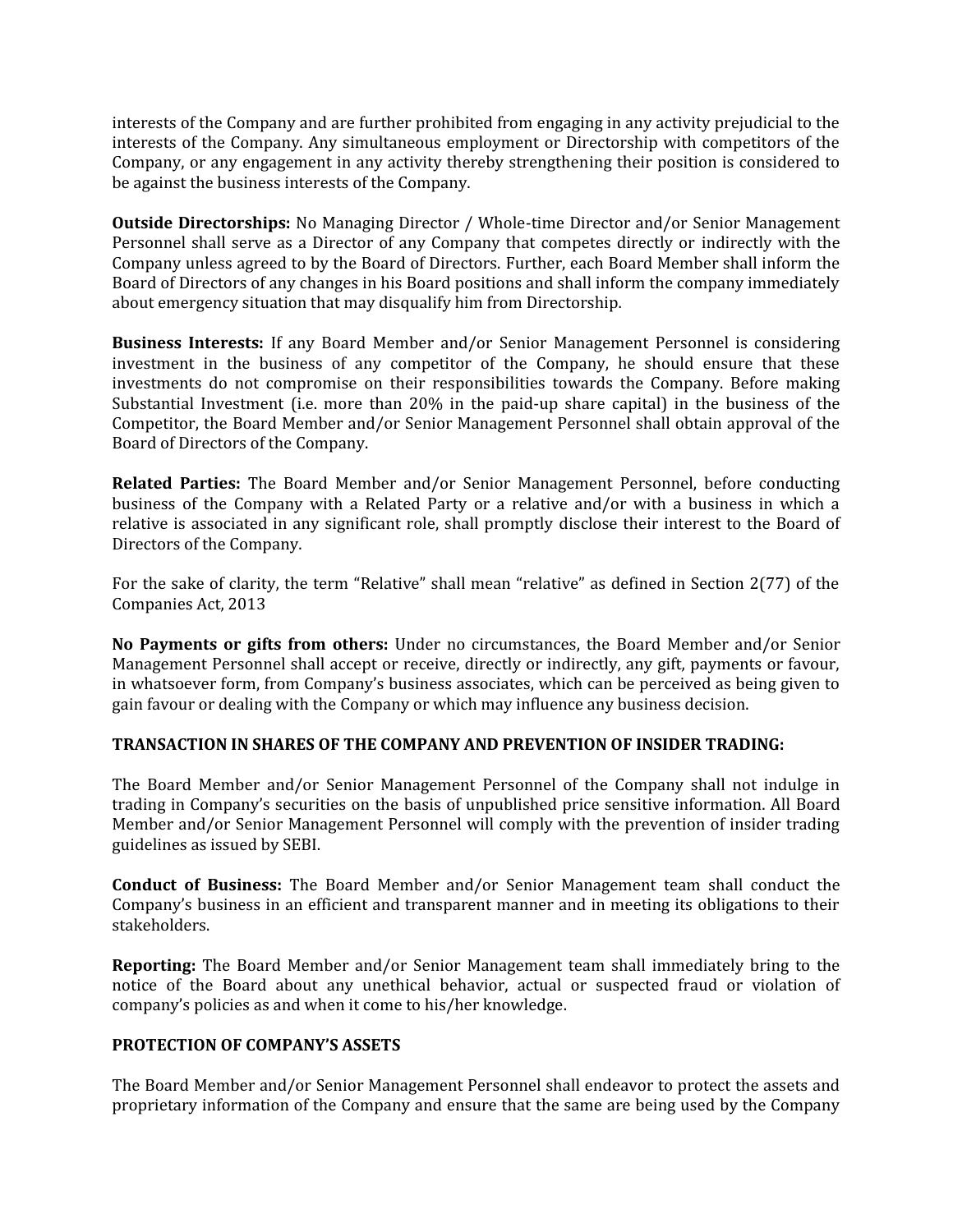interests of the Company and are further prohibited from engaging in any activity prejudicial to the interests of the Company. Any simultaneous employment or Directorship with competitors of the Company, or any engagement in any activity thereby strengthening their position is considered to be against the business interests of the Company.

**Outside Directorships:** No Managing Director / Whole-time Director and/or Senior Management Personnel shall serve as a Director of any Company that competes directly or indirectly with the Company unless agreed to by the Board of Directors. Further, each Board Member shall inform the Board of Directors of any changes in his Board positions and shall inform the company immediately about emergency situation that may disqualify him from Directorship.

**Business Interests:** If any Board Member and/or Senior Management Personnel is considering investment in the business of any competitor of the Company, he should ensure that these investments do not compromise on their responsibilities towards the Company. Before making Substantial Investment (i.e. more than 20% in the paid-up share capital) in the business of the Competitor, the Board Member and/or Senior Management Personnel shall obtain approval of the Board of Directors of the Company.

**Related Parties:** The Board Member and/or Senior Management Personnel, before conducting business of the Company with a Related Party or a relative and/or with a business in which a relative is associated in any significant role, shall promptly disclose their interest to the Board of Directors of the Company.

For the sake of clarity, the term "Relative" shall mean "relative" as defined in Section 2(77) of the Companies Act, 2013

**No Payments or gifts from others:** Under no circumstances, the Board Member and/or Senior Management Personnel shall accept or receive, directly or indirectly, any gift, payments or favour, in whatsoever form, from Company's business associates, which can be perceived as being given to gain favour or dealing with the Company or which may influence any business decision.

**TRANSACTION IN SHARES OF THE COMPANY AND PREVENTION OF INSIDER TRADING:**

The Board Member and/or Senior Management Personnel of the Company shall not indulge in trading in Company's securities on the basis of unpublished price sensitive information. All Board Member and/or Senior Management Personnel will comply with the prevention of insider trading guidelines as issued by SEBI.

**Conduct of Business:** The Board Member and/or Senior Management team shall conduct the Company's business in an efficient and transparent manner and in meeting its obligations to their stakeholders.

**Reporting:** The Board Member and/or Senior Management team shall immediately bring to the notice of the Board about any unethical behavior, actual or suspected fraud or violation of company's policies as and when it come to his/her knowledge.

**PROTECTION OF COMPANY'S ASSETS**

The Board Member and/or Senior Management Personnel shall endeavor to protect the assets and proprietary information of the Company and ensure that the same are being used by the Company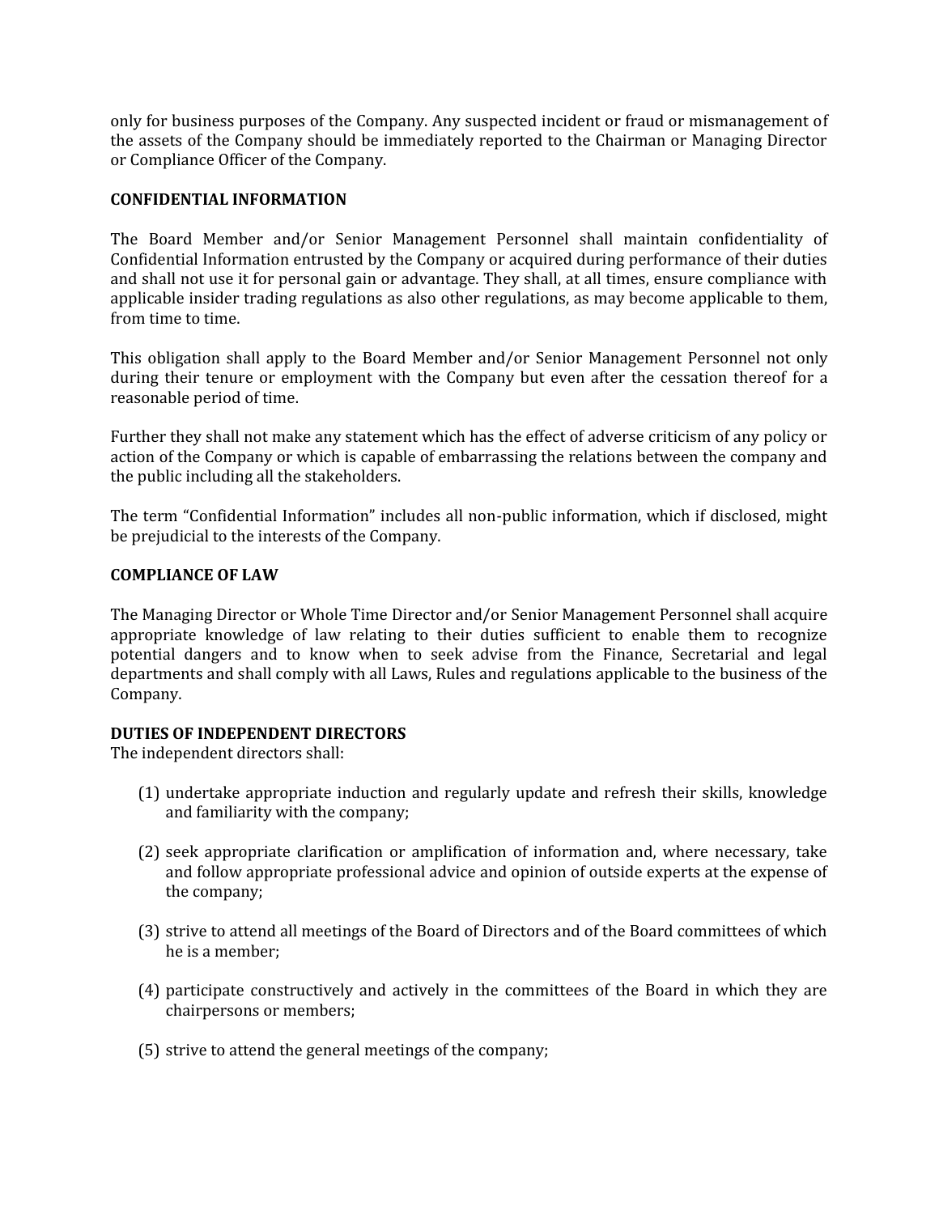only for business purposes of the Company. Any suspected incident or fraud or mismanagement of the assets of the Company should be immediately reported to the Chairman or Managing Director or Compliance Officer of the Company.

**CONFIDENTIAL INFORMATION**

The Board Member and/or Senior Management Personnel shall maintain confidentiality of Confidential Information entrusted by the Company or acquired during performance of their duties and shall not use it for personal gain or advantage. They shall, at all times, ensure compliance with applicable insider trading regulations as also other regulations, as may become applicable to them, from time to time.

This obligation shall apply to the Board Member and/or Senior Management Personnel not only during their tenure or employment with the Company but even after the cessation thereof for a reasonable period of time.

Further they shall not make any statement which has the effect of adverse criticism of any policy or action of the Company or which is capable of embarrassing the relations between the company and the public including all the stakeholders.

The term "Confidential Information" includes all non-public information, which if disclosed, might be prejudicial to the interests of the Company.

**COMPLIANCE OF LAW**

The Managing Director or Whole Time Director and/or Senior Management Personnel shall acquire appropriate knowledge of law relating to their duties sufficient to enable them to recognize potential dangers and to know when to seek advise from the Finance, Secretarial and legal departments and shall comply with all Laws, Rules and regulations applicable to the business of the Company.

**DUTIES OF INDEPENDENT DIRECTORS**

The independent directors shall:

(1) undertake appropriate induction and regularly update and refresh their skills, knowledge and familiarity with the company;

(2) seek appropriate clarification or amplification of information and, where necessary, take and follow appropriate professional advice and opinion of outside experts at the expense of the company;

(3) strive to attend all meetings of the Board of Directors and of the Board committees of which he is a member;

(4) participate constructively and actively in the committees of the Board in which they are chairpersons or members;

(5) strive to attend the general meetings of the company;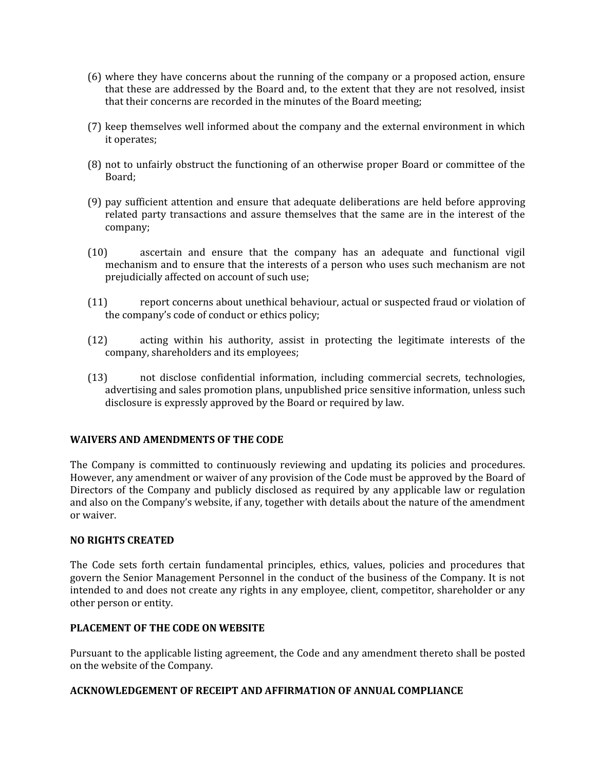(6) where they have concerns about the running of the company or a proposed action, ensure that these are addressed by the Board and, to the extent that they are not resolved, insist that their concerns are recorded in the minutes of the Board meeting;

(7) keep themselves well informed about the company and the external environment in which it operates;

(8) not to unfairly obstruct the functioning of an otherwise proper Board or committee of the Board;

(9) pay sufficient attention and ensure that adequate deliberations are held before approving related party transactions and assure themselves that the same are in the interest of the company;

(10) ascertain and ensure that the company has an adequate and functional vigil mechanism and to ensure that the interests of a person who uses such mechanism are not prejudicially affected on account of such use;

(11) report concerns about unethical behaviour, actual or suspected fraud or violation of the company's code of conduct or ethics policy;

(12) acting within his authority, assist in protecting the legitimate interests of the company, shareholders and its employees;

(13) not disclose confidential information, including commercial secrets, technologies, advertising and sales promotion plans, unpublished price sensitive information, unless such disclosure is expressly approved by the Board or required by law.

**WAIVERS AND AMENDMENTS OF THE CODE**

The Company is committed to continuously reviewing and updating its policies and procedures. However, any amendment or waiver of any provision of the Code must be approved by the Board of Directors of the Company and publicly disclosed as required by any applicable law or regulation and also on the Company's website, if any, together with details about the nature of the amendment or waiver.

**NO RIGHTS CREATED**

The Code sets forth certain fundamental principles, ethics, values, policies and procedures that govern the Senior Management Personnel in the conduct of the business of the Company. It is not intended to and does not create any rights in any employee, client, competitor, shareholder or any other person or entity.

**PLACEMENT OF THE CODE ON WEBSITE**

Pursuant to the applicable listing agreement, the Code and any amendment thereto shall be posted on the website of the Company.

**ACKNOWLEDGEMENT OF RECEIPT AND AFFIRMATION OF ANNUAL COMPLIANCE**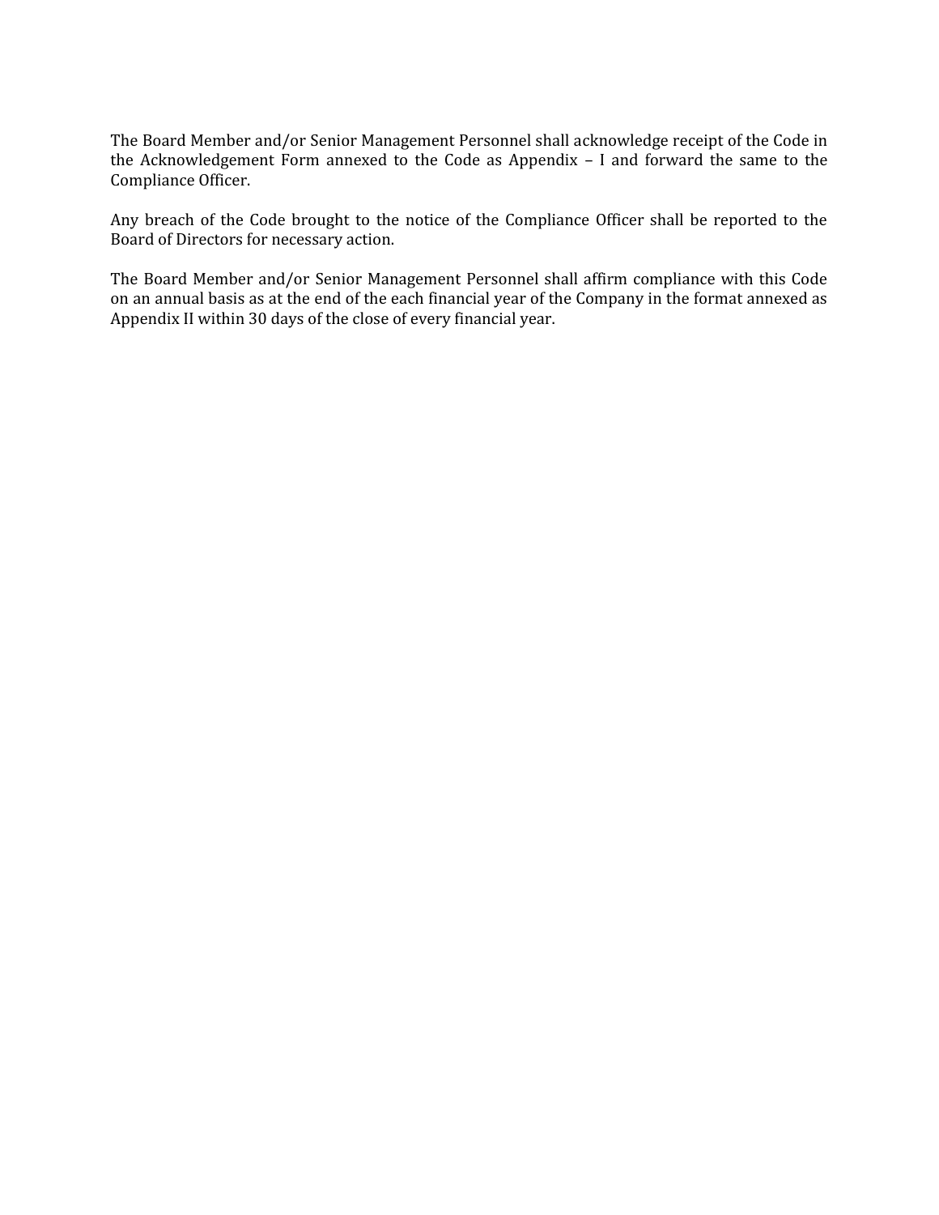The Board Member and/or Senior Management Personnel shall acknowledge receipt of the Code in the Acknowledgement Form annexed to the Code as Appendix – I and forward the same to the Compliance Officer.

Any breach of the Code brought to the notice of the Compliance Officer shall be reported to the Board of Directors for necessary action.

The Board Member and/or Senior Management Personnel shall affirm compliance with this Code on an annual basis as at the end of the each financial year of the Company in the format annexed as Appendix II within 30 days of the close of every financial year.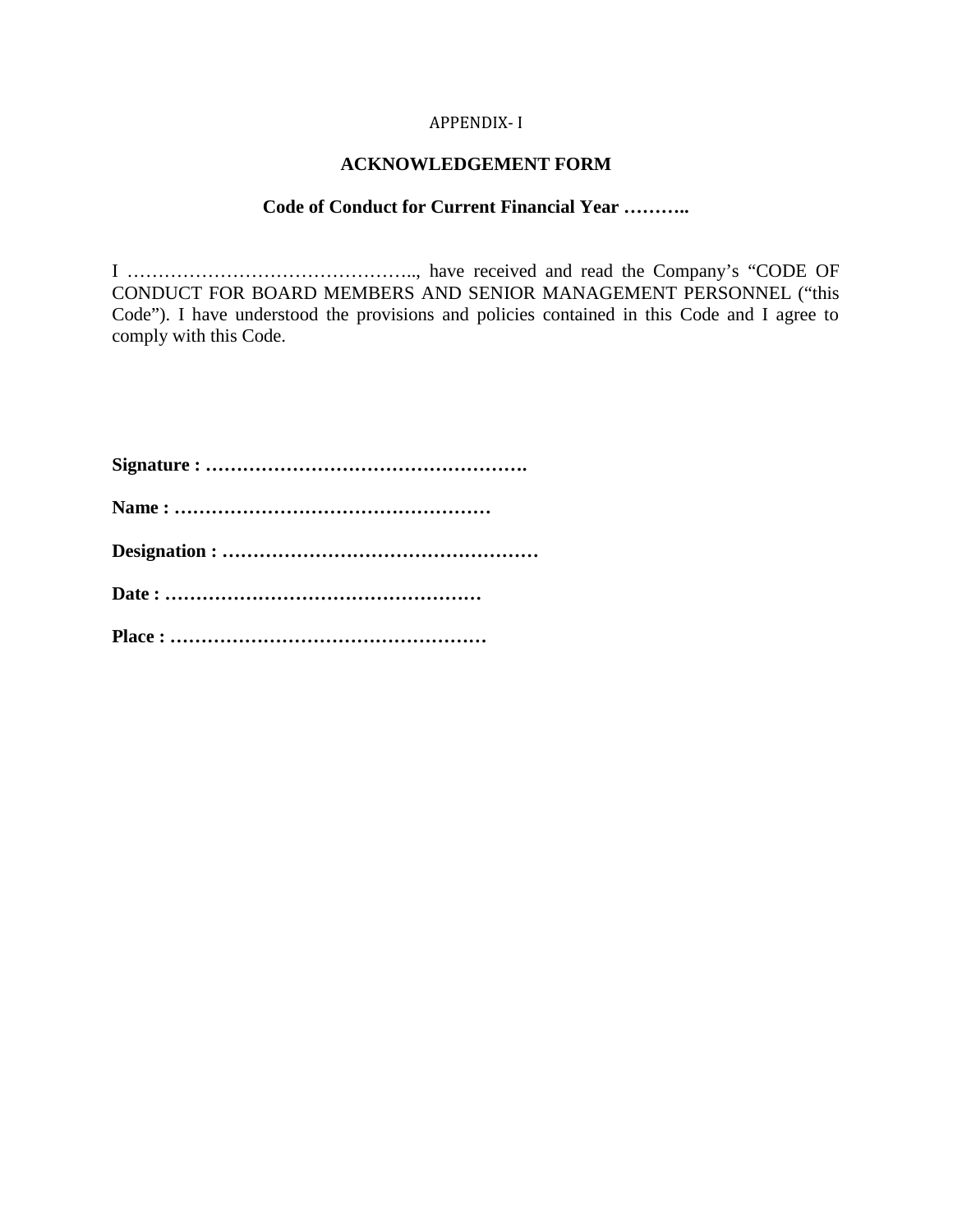APPENDIX- I

## ACKNOWLEDGEMENT FORM

### Code of Conduct for Current Financial Year ………..

I ……………………………………….., have received and read the Company's "CODE OF CONDUCT FOR BOARD MEMBERS AND SENIOR MANAGEMENT PERSONNEL ("this Code"). I have understood the provisions and policies contained in this Code and I agree to comply with this Code.

**Signature : …………………………………………….**

**Name : ……………………………………………**

**Designation : ……………………………………………**

**Date : ……………………………………………**

**Place : ……………………………………………**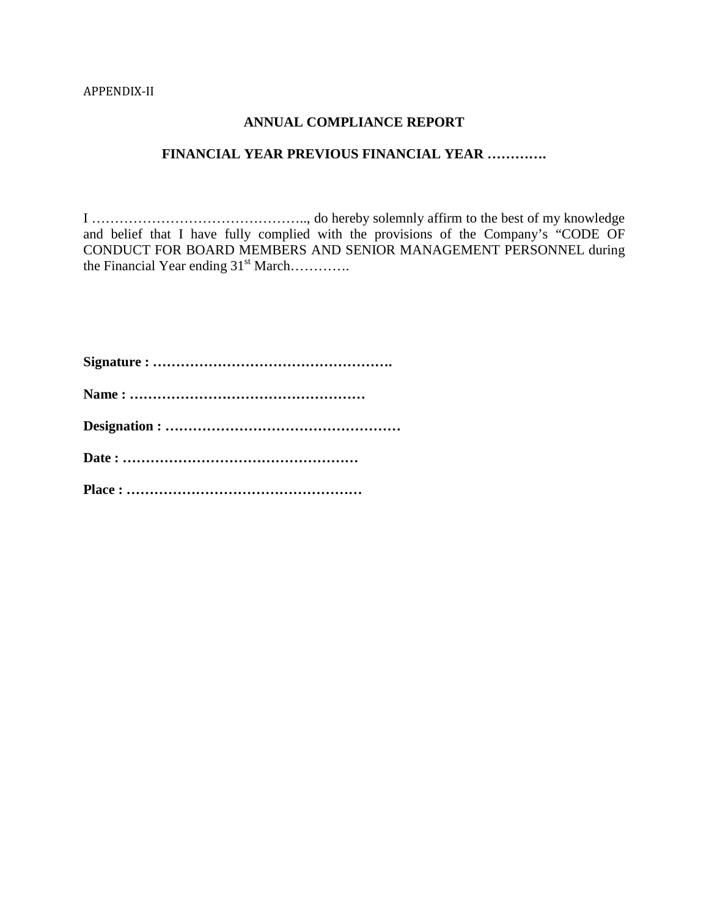APPENDIX-II

## ANNUAL COMPLIANCE REPORT

## FINANCIAL YEAR PREVIOUS FINANCIAL YEAR ………….

I ……………………………………….., do hereby solemnly affirm to the best of my knowledge and belief that I have fully complied with the provisions of the Company's "CODE OF CONDUCT FOR BOARD MEMBERS AND SENIOR MANAGEMENT PERSONNEL during the Financial Year ending 31st March………….

**Signature : …………………………………………….**

**Name : ……………………………………………**

**Designation : ……………………………………………**

**Date : ……………………………………………**

**Place : ……………………………………………**